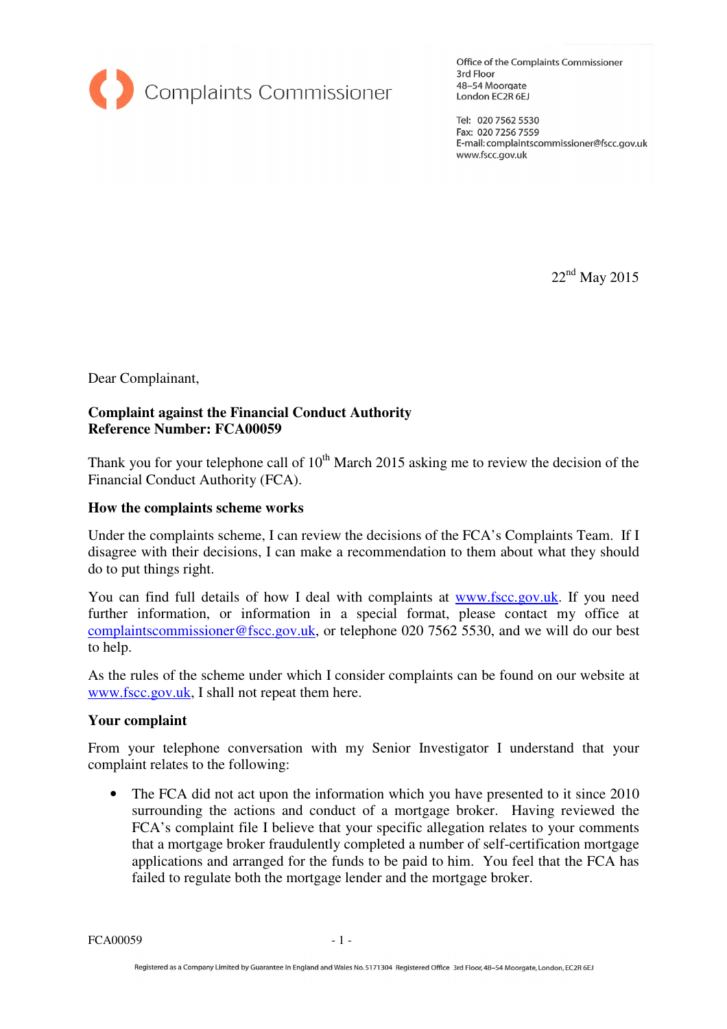Complaints Commissioner

Office of the Complaints Commissioner
3rd Floor
48–54 Moorgate
London EC2R 6EJ

Tel: 020 7562 5530
Fax: 020 7256 7559
E-mail: complaintscommissioner@fscc.gov.uk
www.fscc.gov.uk

22nd May 2015

Dear Complainant,

**Complaint against the Financial Conduct Authority**
**Reference Number: FCA00059**

Thank you for your telephone call of 10th March 2015 asking me to review the decision of the Financial Conduct Authority (FCA).

**How the complaints scheme works**

Under the complaints scheme, I can review the decisions of the FCA's Complaints Team. If I disagree with their decisions, I can make a recommendation to them about what they should do to put things right.

You can find full details of how I deal with complaints at www.fscc.gov.uk. If you need further information, or information in a special format, please contact my office at complaintscommissioner@fscc.gov.uk, or telephone 020 7562 5530, and we will do our best to help.

As the rules of the scheme under which I consider complaints can be found on our website at www.fscc.gov.uk, I shall not repeat them here.

**Your complaint**

From your telephone conversation with my Senior Investigator I understand that your complaint relates to the following:

- The FCA did not act upon the information which you have presented to it since 2010 surrounding the actions and conduct of a mortgage broker. Having reviewed the FCA's complaint file I believe that your specific allegation relates to your comments that a mortgage broker fraudulently completed a number of self-certification mortgage applications and arranged for the funds to be paid to him. You feel that the FCA has failed to regulate both the mortgage lender and the mortgage broker.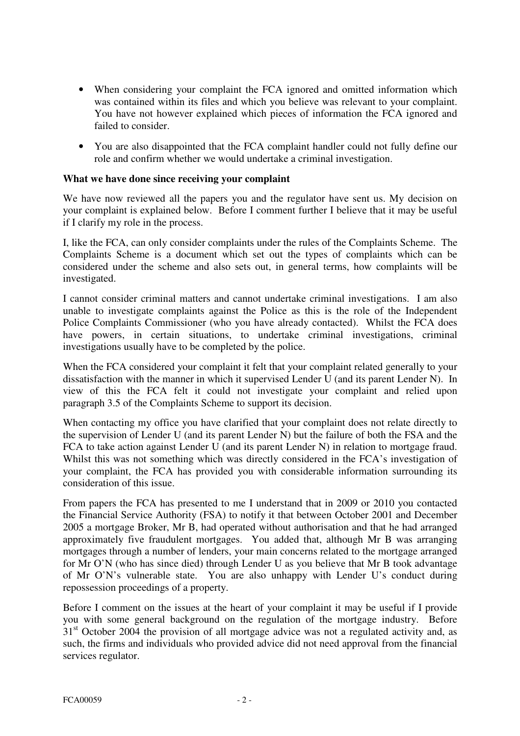- When considering your complaint the FCA ignored and omitted information which was contained within its files and which you believe was relevant to your complaint. You have not however explained which pieces of information the FCA ignored and failed to consider.

- You are also disappointed that the FCA complaint handler could not fully define our role and confirm whether we would undertake a criminal investigation.

**What we have done since receiving your complaint**

We have now reviewed all the papers you and the regulator have sent us. My decision on your complaint is explained below. Before I comment further I believe that it may be useful if I clarify my role in the process.

I, like the FCA, can only consider complaints under the rules of the Complaints Scheme. The Complaints Scheme is a document which set out the types of complaints which can be considered under the scheme and also sets out, in general terms, how complaints will be investigated.

I cannot consider criminal matters and cannot undertake criminal investigations. I am also unable to investigate complaints against the Police as this is the role of the Independent Police Complaints Commissioner (who you have already contacted). Whilst the FCA does have powers, in certain situations, to undertake criminal investigations, criminal investigations usually have to be completed by the police.

When the FCA considered your complaint it felt that your complaint related generally to your dissatisfaction with the manner in which it supervised Lender U (and its parent Lender N). In view of this the FCA felt it could not investigate your complaint and relied upon paragraph 3.5 of the Complaints Scheme to support its decision.

When contacting my office you have clarified that your complaint does not relate directly to the supervision of Lender U (and its parent Lender N) but the failure of both the FSA and the FCA to take action against Lender U (and its parent Lender N) in relation to mortgage fraud. Whilst this was not something which was directly considered in the FCA's investigation of your complaint, the FCA has provided you with considerable information surrounding its consideration of this issue.

From papers the FCA has presented to me I understand that in 2009 or 2010 you contacted the Financial Service Authority (FSA) to notify it that between October 2001 and December 2005 a mortgage Broker, Mr B, had operated without authorisation and that he had arranged approximately five fraudulent mortgages. You added that, although Mr B was arranging mortgages through a number of lenders, your main concerns related to the mortgage arranged for Mr O'N (who has since died) through Lender U as you believe that Mr B took advantage of Mr O'N's vulnerable state. You are also unhappy with Lender U's conduct during repossession proceedings of a property.

Before I comment on the issues at the heart of your complaint it may be useful if I provide you with some general background on the regulation of the mortgage industry. Before 31st October 2004 the provision of all mortgage advice was not a regulated activity and, as such, the firms and individuals who provided advice did not need approval from the financial services regulator.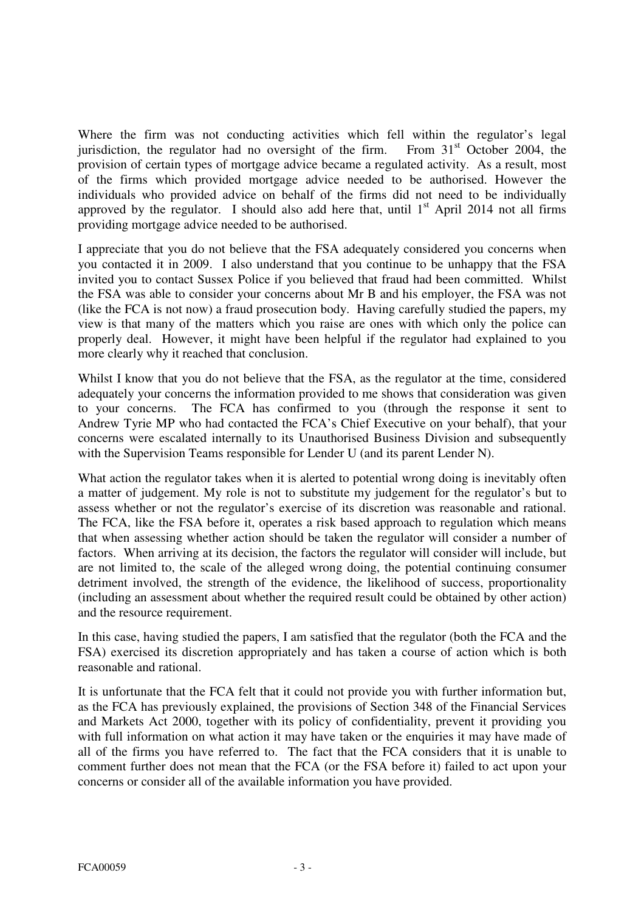Where the firm was not conducting activities which fell within the regulator's legal jurisdiction, the regulator had no oversight of the firm. From 31st October 2004, the provision of certain types of mortgage advice became a regulated activity. As a result, most of the firms which provided mortgage advice needed to be authorised. However the individuals who provided advice on behalf of the firms did not need to be individually approved by the regulator. I should also add here that, until 1st April 2014 not all firms providing mortgage advice needed to be authorised.

I appreciate that you do not believe that the FSA adequately considered you concerns when you contacted it in 2009. I also understand that you continue to be unhappy that the FSA invited you to contact Sussex Police if you believed that fraud had been committed. Whilst the FSA was able to consider your concerns about Mr B and his employer, the FSA was not (like the FCA is not now) a fraud prosecution body. Having carefully studied the papers, my view is that many of the matters which you raise are ones with which only the police can properly deal. However, it might have been helpful if the regulator had explained to you more clearly why it reached that conclusion.

Whilst I know that you do not believe that the FSA, as the regulator at the time, considered adequately your concerns the information provided to me shows that consideration was given to your concerns. The FCA has confirmed to you (through the response it sent to Andrew Tyrie MP who had contacted the FCA's Chief Executive on your behalf), that your concerns were escalated internally to its Unauthorised Business Division and subsequently with the Supervision Teams responsible for Lender U (and its parent Lender N).

What action the regulator takes when it is alerted to potential wrong doing is inevitably often a matter of judgement. My role is not to substitute my judgement for the regulator's but to assess whether or not the regulator's exercise of its discretion was reasonable and rational. The FCA, like the FSA before it, operates a risk based approach to regulation which means that when assessing whether action should be taken the regulator will consider a number of factors. When arriving at its decision, the factors the regulator will consider will include, but are not limited to, the scale of the alleged wrong doing, the potential continuing consumer detriment involved, the strength of the evidence, the likelihood of success, proportionality (including an assessment about whether the required result could be obtained by other action) and the resource requirement.

In this case, having studied the papers, I am satisfied that the regulator (both the FCA and the FSA) exercised its discretion appropriately and has taken a course of action which is both reasonable and rational.

It is unfortunate that the FCA felt that it could not provide you with further information but, as the FCA has previously explained, the provisions of Section 348 of the Financial Services and Markets Act 2000, together with its policy of confidentiality, prevent it providing you with full information on what action it may have taken or the enquiries it may have made of all of the firms you have referred to. The fact that the FCA considers that it is unable to comment further does not mean that the FCA (or the FSA before it) failed to act upon your concerns or consider all of the available information you have provided.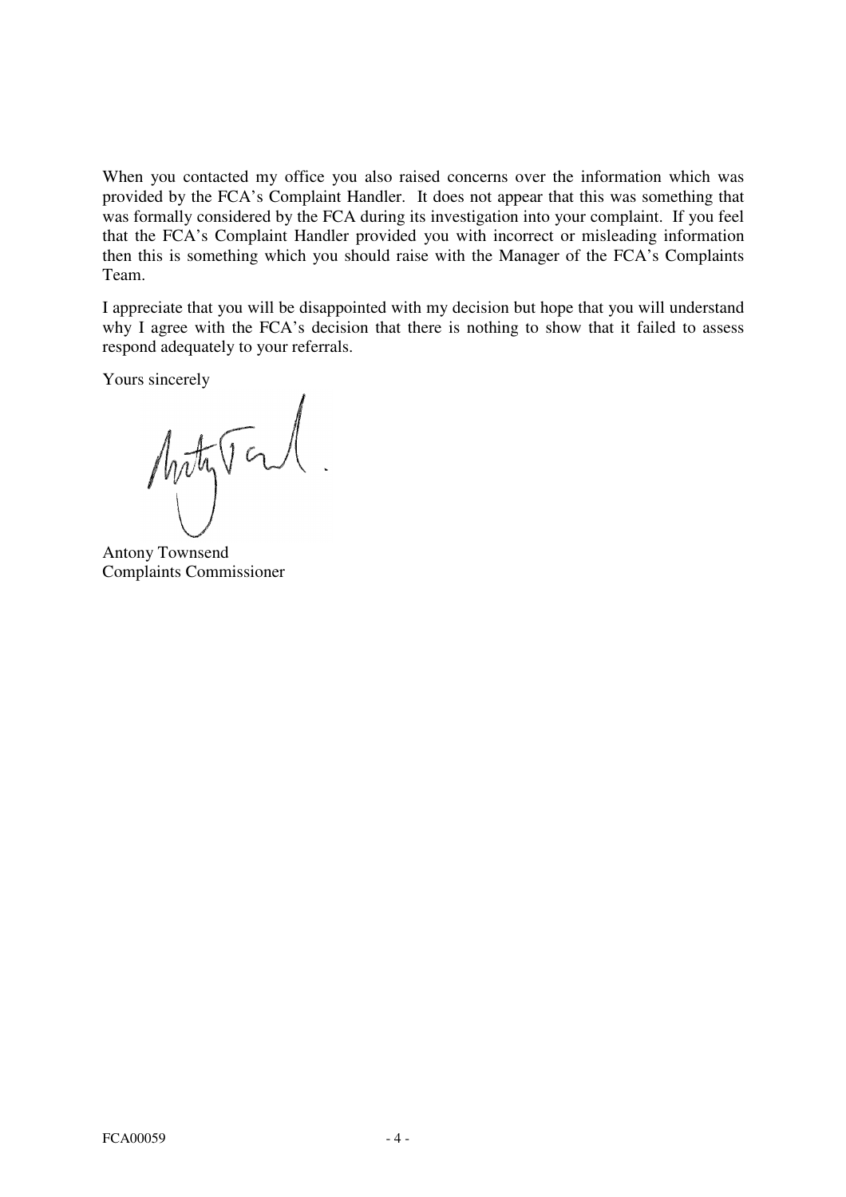When you contacted my office you also raised concerns over the information which was provided by the FCA's Complaint Handler. It does not appear that this was something that was formally considered by the FCA during its investigation into your complaint. If you feel that the FCA's Complaint Handler provided you with incorrect or misleading information then this is something which you should raise with the Manager of the FCA's Complaints Team.

I appreciate that you will be disappointed with my decision but hope that you will understand why I agree with the FCA's decision that there is nothing to show that it failed to assess respond adequately to your referrals.

Yours sincerely

Antony Townsend
Complaints Commissioner